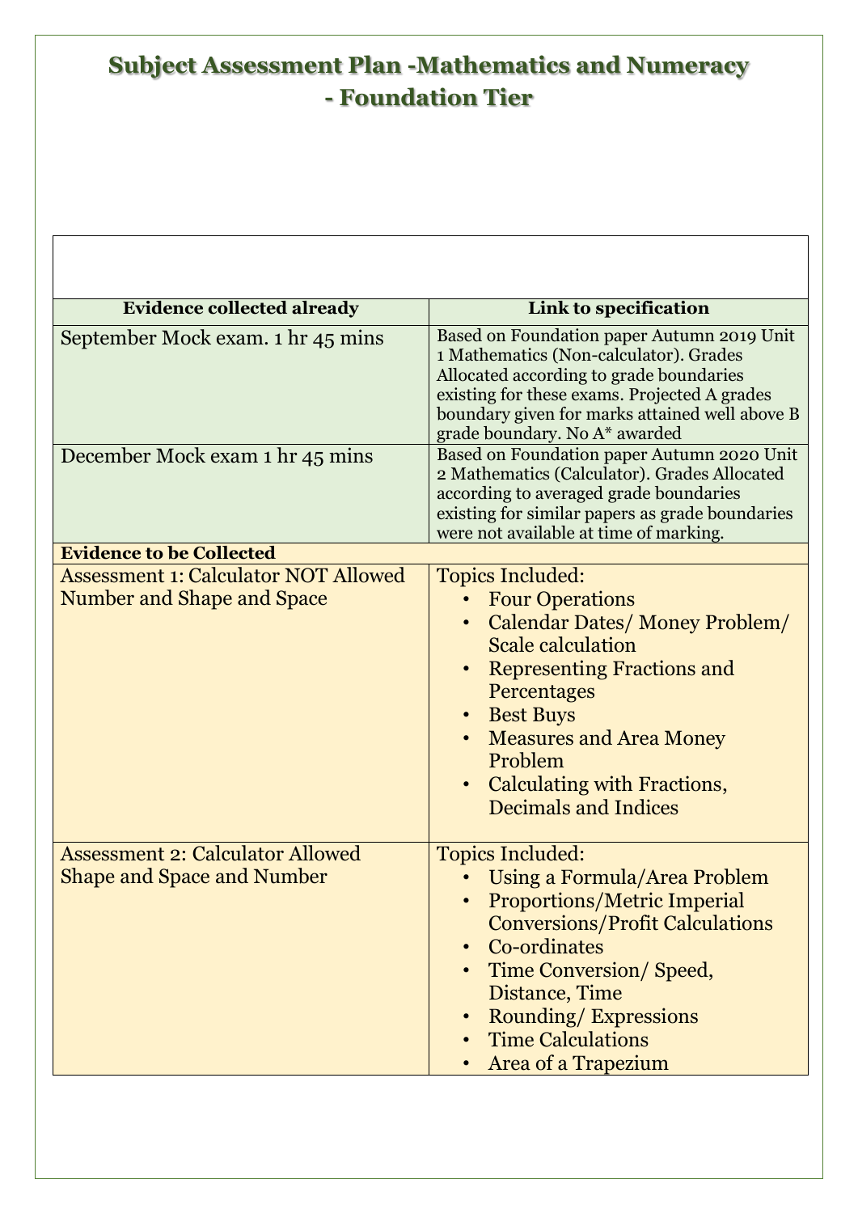# Subject Assessment Plan -Mathematics and Numeracy - Foundation Tier

| Evidence collected already | Link to specification |
|---|---|
| September Mock exam. 1 hr 45 mins | Based on Foundation paper Autumn 2019 Unit 1 Mathematics (Non-calculator). Grades Allocated according to grade boundaries existing for these exams. Projected A grades boundary given for marks attained well above B grade boundary. No A* awarded |
| December Mock exam 1 hr 45 mins | Based on Foundation paper Autumn 2020 Unit 2 Mathematics (Calculator). Grades Allocated according to averaged grade boundaries existing for similar papers as grade boundaries were not available at time of marking. |
| **Evidence to be Collected** | |
| Assessment 1: Calculator NOT Allowed Number and Shape and Space | Topics Included:<br>• Four Operations<br>• Calendar Dates/ Money Problem/ Scale calculation<br>• Representing Fractions and Percentages<br>• Best Buys<br>• Measures and Area Money Problem<br>• Calculating with Fractions, Decimals and Indices |
| Assessment 2: Calculator Allowed Shape and Space and Number | Topics Included:<br>• Using a Formula/Area Problem<br>• Proportions/Metric Imperial Conversions/Profit Calculations<br>• Co-ordinates<br>• Time Conversion/ Speed, Distance, Time<br>• Rounding/ Expressions<br>• Time Calculations<br>• Area of a Trapezium |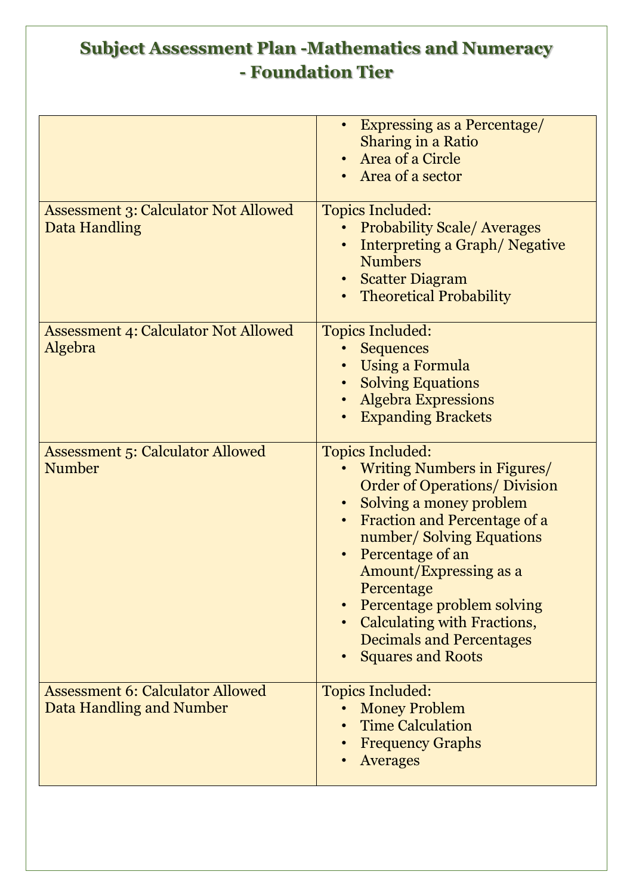# Subject Assessment Plan -Mathematics and Numeracy - Foundation Tier

| | |
|---|---|
| | • Expressing as a Percentage/ Sharing in a Ratio<br>• Area of a Circle<br>• Area of a sector |
| Assessment 3: Calculator Not Allowed Data Handling | Topics Included:<br>• Probability Scale/ Averages<br>• Interpreting a Graph/ Negative Numbers<br>• Scatter Diagram<br>• Theoretical Probability |
| Assessment 4: Calculator Not Allowed Algebra | Topics Included:<br>• Sequences<br>• Using a Formula<br>• Solving Equations<br>• Algebra Expressions<br>• Expanding Brackets |
| Assessment 5: Calculator Allowed Number | Topics Included:<br>• Writing Numbers in Figures/ Order of Operations/ Division<br>• Solving a money problem<br>• Fraction and Percentage of a number/ Solving Equations<br>• Percentage of an Amount/Expressing as a Percentage<br>• Percentage problem solving<br>• Calculating with Fractions, Decimals and Percentages<br>• Squares and Roots |
| Assessment 6: Calculator Allowed Data Handling and Number | Topics Included:<br>• Money Problem<br>• Time Calculation<br>• Frequency Graphs<br>• Averages |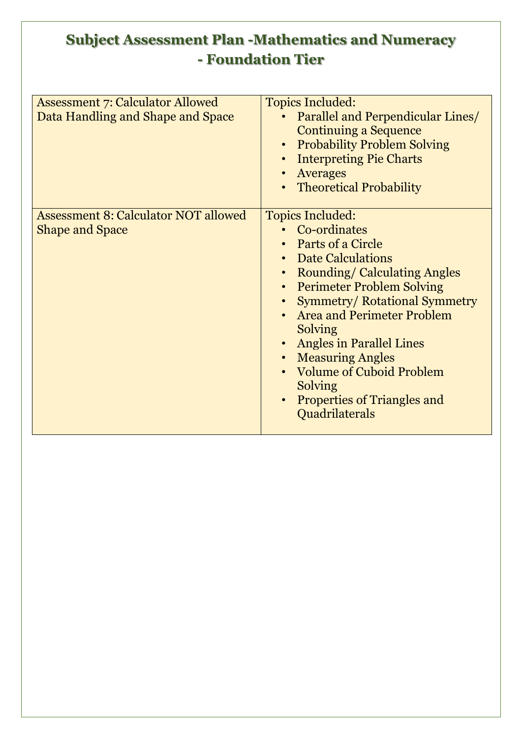# Subject Assessment Plan -Mathematics and Numeracy - Foundation Tier

| | |
|---|---|
| Assessment 7: Calculator Allowed Data Handling and Shape and Space | Topics Included:<br>• Parallel and Perpendicular Lines/ Continuing a Sequence<br>• Probability Problem Solving<br>• Interpreting Pie Charts<br>• Averages<br>• Theoretical Probability |
| Assessment 8: Calculator NOT allowed Shape and Space | Topics Included:<br>• Co-ordinates<br>• Parts of a Circle<br>• Date Calculations<br>• Rounding/ Calculating Angles<br>• Perimeter Problem Solving<br>• Symmetry/ Rotational Symmetry<br>• Area and Perimeter Problem Solving<br>• Angles in Parallel Lines<br>• Measuring Angles<br>• Volume of Cuboid Problem Solving<br>• Properties of Triangles and Quadrilaterals |